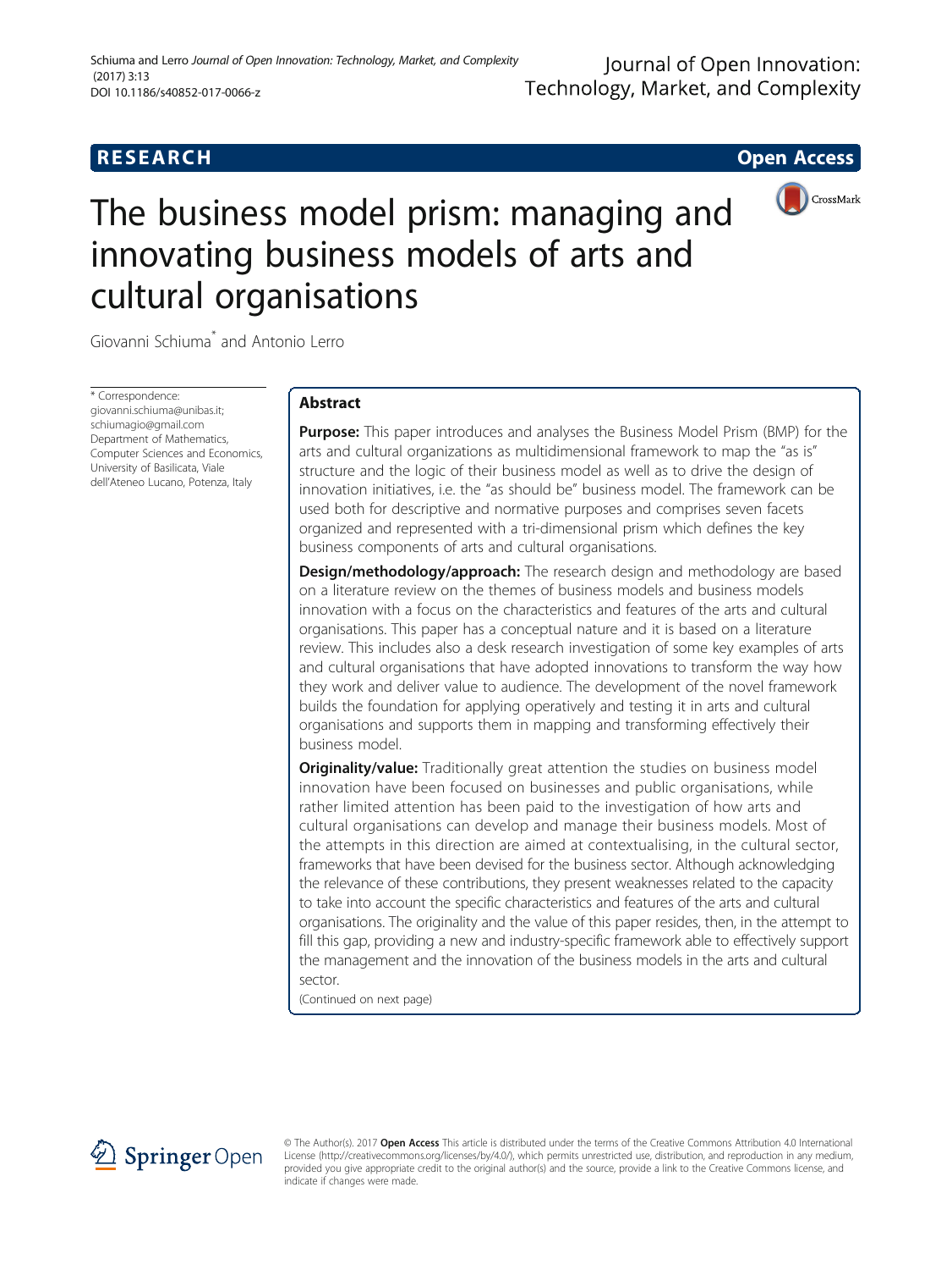**RESEARCH** **Open Access**

# The business model prism: managing and innovating business models of arts and cultural organisations

Giovanni Schiuma* and Antonio Lerro

\* Correspondence:
giovanni.schiuma@unibas.it;
schiumagio@gmail.com
Department of Mathematics, Computer Sciences and Economics, University of Basilicata, Viale dell'Ateneo Lucano, Potenza, Italy

## Abstract

**Purpose:** This paper introduces and analyses the Business Model Prism (BMP) for the arts and cultural organizations as multidimensional framework to map the "as is" structure and the logic of their business model as well as to drive the design of innovation initiatives, i.e. the "as should be" business model. The framework can be used both for descriptive and normative purposes and comprises seven facets organized and represented with a tri-dimensional prism which defines the key business components of arts and cultural organisations.

**Design/methodology/approach:** The research design and methodology are based on a literature review on the themes of business models and business models innovation with a focus on the characteristics and features of the arts and cultural organisations. This paper has a conceptual nature and it is based on a literature review. This includes also a desk research investigation of some key examples of arts and cultural organisations that have adopted innovations to transform the way how they work and deliver value to audience. The development of the novel framework builds the foundation for applying operatively and testing it in arts and cultural organisations and supports them in mapping and transforming effectively their business model.

**Originality/value:** Traditionally great attention the studies on business model innovation have been focused on businesses and public organisations, while rather limited attention has been paid to the investigation of how arts and cultural organisations can develop and manage their business models. Most of the attempts in this direction are aimed at contextualising, in the cultural sector, frameworks that have been devised for the business sector. Although acknowledging the relevance of these contributions, they present weaknesses related to the capacity to take into account the specific characteristics and features of the arts and cultural organisations. The originality and the value of this paper resides, then, in the attempt to fill this gap, providing a new and industry-specific framework able to effectively support the management and the innovation of the business models in the arts and cultural sector.

(Continued on next page)

© The Author(s). 2017 **Open Access** This article is distributed under the terms of the Creative Commons Attribution 4.0 International License (http://creativecommons.org/licenses/by/4.0/), which permits unrestricted use, distribution, and reproduction in any medium, provided you give appropriate credit to the original author(s) and the source, provide a link to the Creative Commons license, and indicate if changes were made.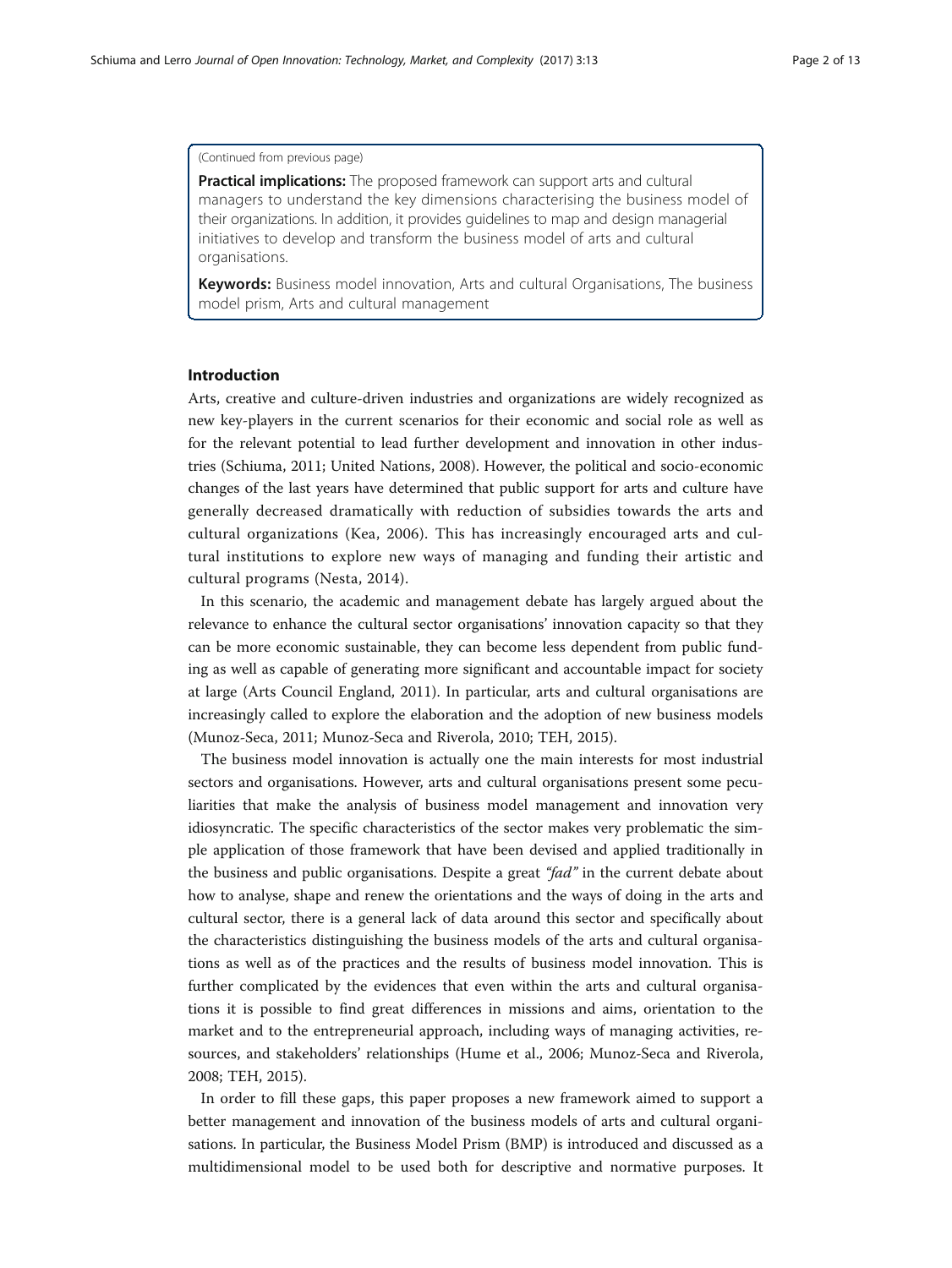(Continued from previous page)

**Practical implications:** The proposed framework can support arts and cultural managers to understand the key dimensions characterising the business model of their organizations. In addition, it provides guidelines to map and design managerial initiatives to develop and transform the business model of arts and cultural organisations.

**Keywords:** Business model innovation, Arts and cultural Organisations, The business model prism, Arts and cultural management

## Introduction

Arts, creative and culture-driven industries and organizations are widely recognized as new key-players in the current scenarios for their economic and social role as well as for the relevant potential to lead further development and innovation in other industries (Schiuma, 2011; United Nations, 2008). However, the political and socio-economic changes of the last years have determined that public support for arts and culture have generally decreased dramatically with reduction of subsidies towards the arts and cultural organizations (Kea, 2006). This has increasingly encouraged arts and cultural institutions to explore new ways of managing and funding their artistic and cultural programs (Nesta, 2014).

In this scenario, the academic and management debate has largely argued about the relevance to enhance the cultural sector organisations' innovation capacity so that they can be more economic sustainable, they can become less dependent from public funding as well as capable of generating more significant and accountable impact for society at large (Arts Council England, 2011). In particular, arts and cultural organisations are increasingly called to explore the elaboration and the adoption of new business models (Munoz-Seca, 2011; Munoz-Seca and Riverola, 2010; TEH, 2015).

The business model innovation is actually one the main interests for most industrial sectors and organisations. However, arts and cultural organisations present some peculiarities that make the analysis of business model management and innovation very idiosyncratic. The specific characteristics of the sector makes very problematic the simple application of those framework that have been devised and applied traditionally in the business and public organisations. Despite a great *"fad"* in the current debate about how to analyse, shape and renew the orientations and the ways of doing in the arts and cultural sector, there is a general lack of data around this sector and specifically about the characteristics distinguishing the business models of the arts and cultural organisations as well as of the practices and the results of business model innovation. This is further complicated by the evidences that even within the arts and cultural organisations it is possible to find great differences in missions and aims, orientation to the market and to the entrepreneurial approach, including ways of managing activities, resources, and stakeholders' relationships (Hume et al., 2006; Munoz-Seca and Riverola, 2008; TEH, 2015).

In order to fill these gaps, this paper proposes a new framework aimed to support a better management and innovation of the business models of arts and cultural organisations. In particular, the Business Model Prism (BMP) is introduced and discussed as a multidimensional model to be used both for descriptive and normative purposes. It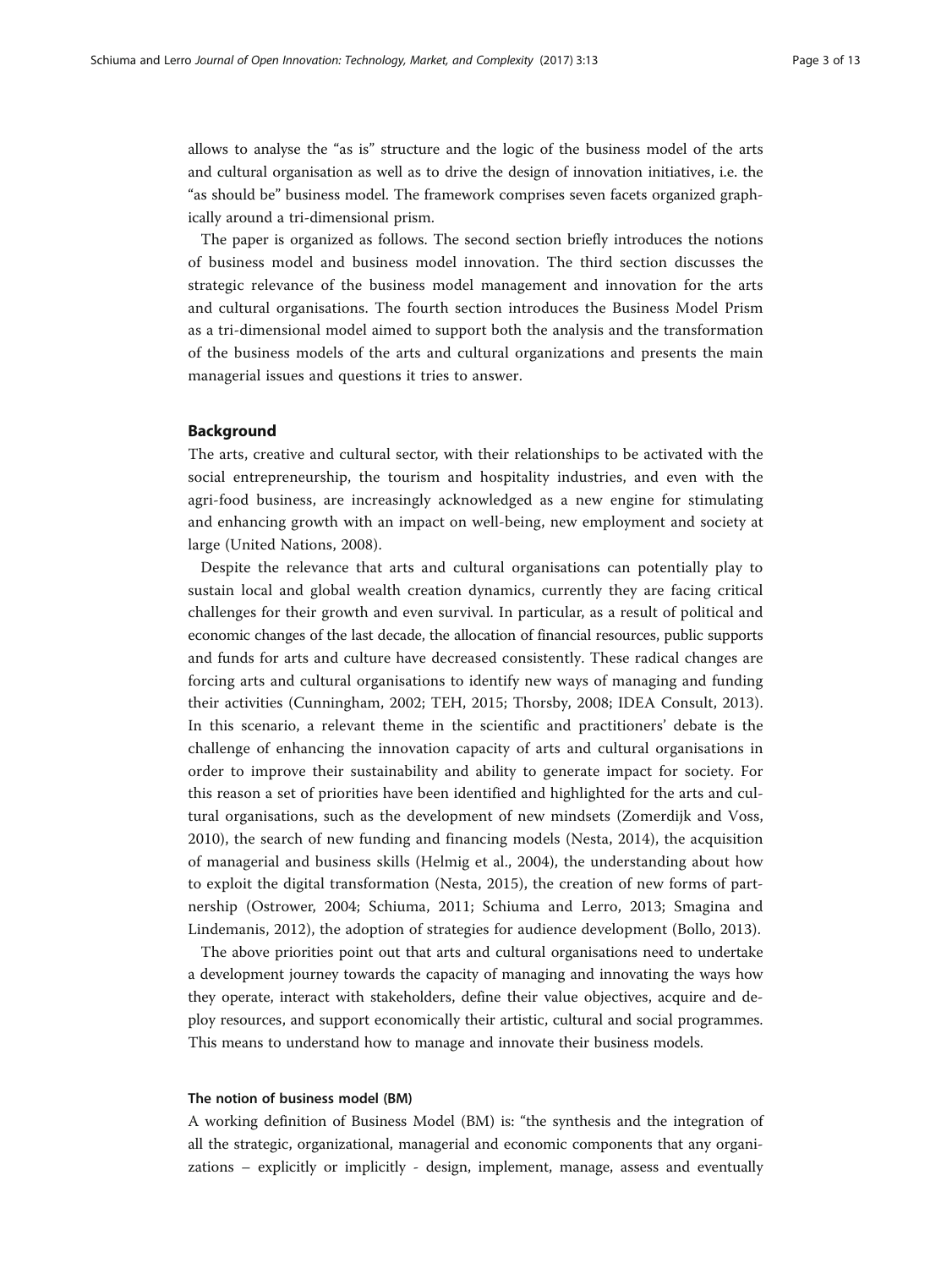allows to analyse the "as is" structure and the logic of the business model of the arts and cultural organisation as well as to drive the design of innovation initiatives, i.e. the "as should be" business model. The framework comprises seven facets organized graphically around a tri-dimensional prism.

The paper is organized as follows. The second section briefly introduces the notions of business model and business model innovation. The third section discusses the strategic relevance of the business model management and innovation for the arts and cultural organisations. The fourth section introduces the Business Model Prism as a tri-dimensional model aimed to support both the analysis and the transformation of the business models of the arts and cultural organizations and presents the main managerial issues and questions it tries to answer.

## Background

The arts, creative and cultural sector, with their relationships to be activated with the social entrepreneurship, the tourism and hospitality industries, and even with the agri-food business, are increasingly acknowledged as a new engine for stimulating and enhancing growth with an impact on well-being, new employment and society at large (United Nations, 2008).

Despite the relevance that arts and cultural organisations can potentially play to sustain local and global wealth creation dynamics, currently they are facing critical challenges for their growth and even survival. In particular, as a result of political and economic changes of the last decade, the allocation of financial resources, public supports and funds for arts and culture have decreased consistently. These radical changes are forcing arts and cultural organisations to identify new ways of managing and funding their activities (Cunningham, 2002; TEH, 2015; Thorsby, 2008; IDEA Consult, 2013). In this scenario, a relevant theme in the scientific and practitioners' debate is the challenge of enhancing the innovation capacity of arts and cultural organisations in order to improve their sustainability and ability to generate impact for society. For this reason a set of priorities have been identified and highlighted for the arts and cultural organisations, such as the development of new mindsets (Zomerdijk and Voss, 2010), the search of new funding and financing models (Nesta, 2014), the acquisition of managerial and business skills (Helmig et al., 2004), the understanding about how to exploit the digital transformation (Nesta, 2015), the creation of new forms of partnership (Ostrower, 2004; Schiuma, 2011; Schiuma and Lerro, 2013; Smagina and Lindemanis, 2012), the adoption of strategies for audience development (Bollo, 2013).

The above priorities point out that arts and cultural organisations need to undertake a development journey towards the capacity of managing and innovating the ways how they operate, interact with stakeholders, define their value objectives, acquire and deploy resources, and support economically their artistic, cultural and social programmes. This means to understand how to manage and innovate their business models.

### The notion of business model (BM)

A working definition of Business Model (BM) is: "the synthesis and the integration of all the strategic, organizational, managerial and economic components that any organizations – explicitly or implicitly - design, implement, manage, assess and eventually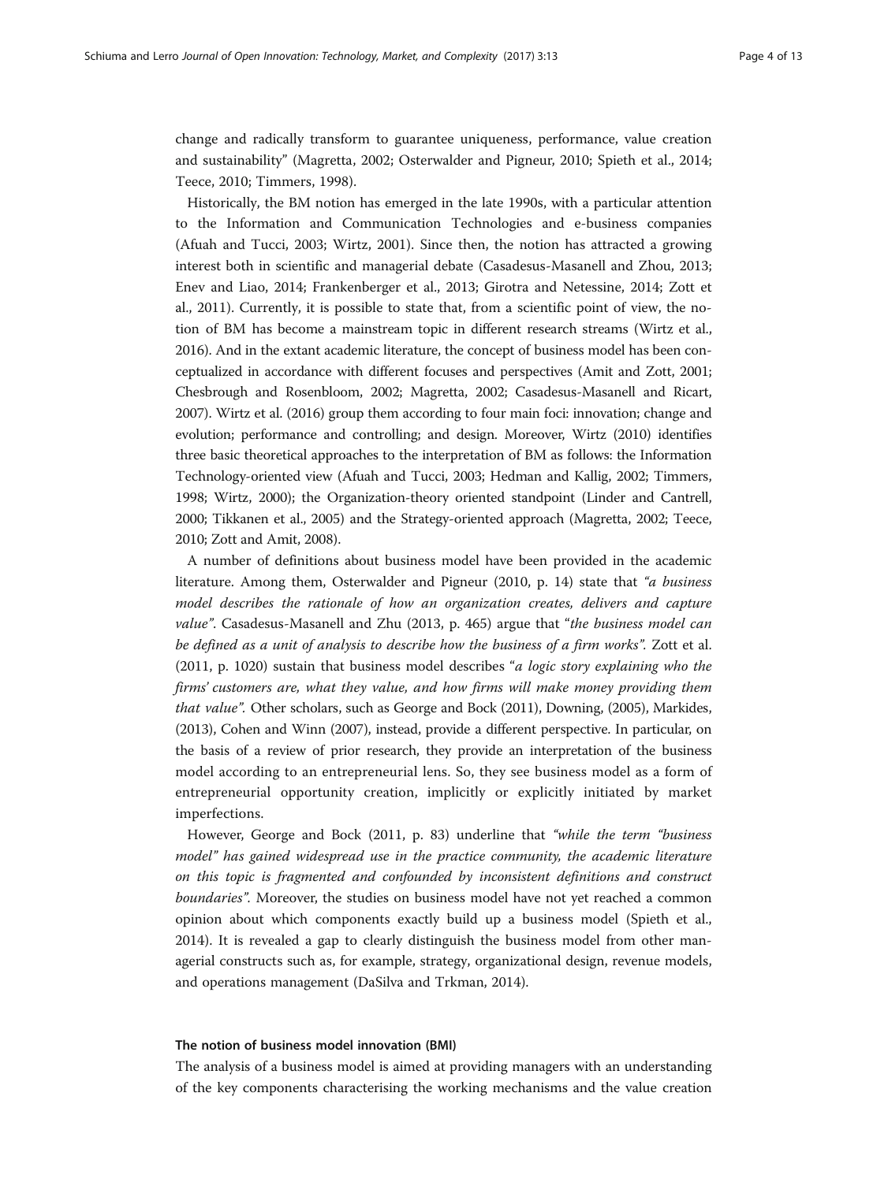change and radically transform to guarantee uniqueness, performance, value creation and sustainability" (Magretta, 2002; Osterwalder and Pigneur, 2010; Spieth et al., 2014; Teece, 2010; Timmers, 1998).

Historically, the BM notion has emerged in the late 1990s, with a particular attention to the Information and Communication Technologies and e-business companies (Afuah and Tucci, 2003; Wirtz, 2001). Since then, the notion has attracted a growing interest both in scientific and managerial debate (Casadesus-Masanell and Zhou, 2013; Enev and Liao, 2014; Frankenberger et al., 2013; Girotra and Netessine, 2014; Zott et al., 2011). Currently, it is possible to state that, from a scientific point of view, the notion of BM has become a mainstream topic in different research streams (Wirtz et al., 2016). And in the extant academic literature, the concept of business model has been conceptualized in accordance with different focuses and perspectives (Amit and Zott, 2001; Chesbrough and Rosenbloom, 2002; Magretta, 2002; Casadesus-Masanell and Ricart, 2007). Wirtz et al. (2016) group them according to four main foci: innovation; change and evolution; performance and controlling; and design. Moreover, Wirtz (2010) identifies three basic theoretical approaches to the interpretation of BM as follows: the Information Technology-oriented view (Afuah and Tucci, 2003; Hedman and Kallig, 2002; Timmers, 1998; Wirtz, 2000); the Organization-theory oriented standpoint (Linder and Cantrell, 2000; Tikkanen et al., 2005) and the Strategy-oriented approach (Magretta, 2002; Teece, 2010; Zott and Amit, 2008).

A number of definitions about business model have been provided in the academic literature. Among them, Osterwalder and Pigneur (2010, p. 14) state that *"a business model describes the rationale of how an organization creates, delivers and capture value"*. Casadesus-Masanell and Zhu (2013, p. 465) argue that "*the business model can be defined as a unit of analysis to describe how the business of a firm works"*. Zott et al. (2011, p. 1020) sustain that business model describes "*a logic story explaining who the firms' customers are, what they value, and how firms will make money providing them that value"*. Other scholars, such as George and Bock (2011), Downing, (2005), Markides, (2013), Cohen and Winn (2007), instead, provide a different perspective. In particular, on the basis of a review of prior research, they provide an interpretation of the business model according to an entrepreneurial lens. So, they see business model as a form of entrepreneurial opportunity creation, implicitly or explicitly initiated by market imperfections.

However, George and Bock (2011, p. 83) underline that *"while the term "business model" has gained widespread use in the practice community, the academic literature on this topic is fragmented and confounded by inconsistent definitions and construct boundaries"*. Moreover, the studies on business model have not yet reached a common opinion about which components exactly build up a business model (Spieth et al., 2014). It is revealed a gap to clearly distinguish the business model from other managerial constructs such as, for example, strategy, organizational design, revenue models, and operations management (DaSilva and Trkman, 2014).

### The notion of business model innovation (BMI)

The analysis of a business model is aimed at providing managers with an understanding of the key components characterising the working mechanisms and the value creation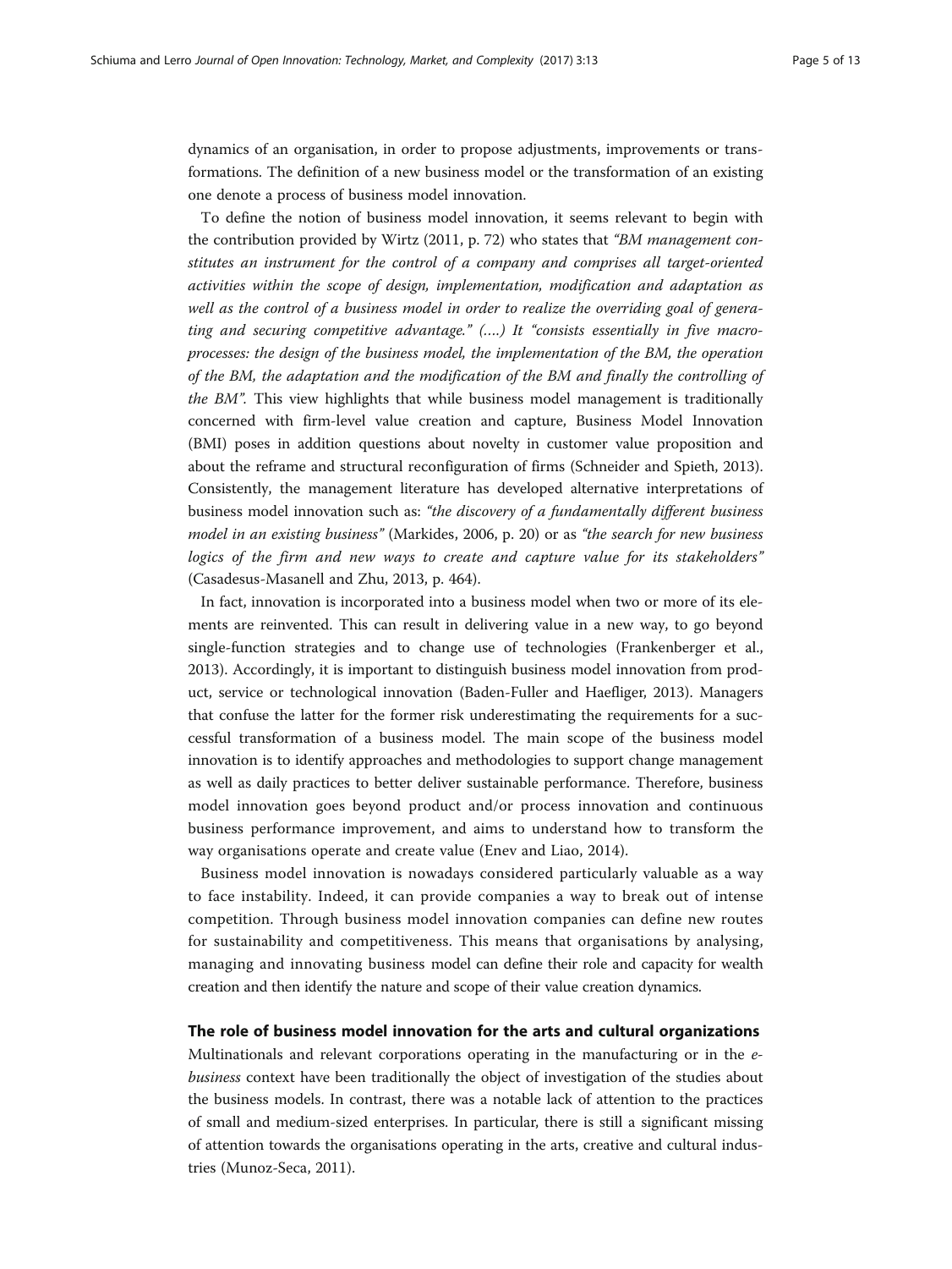dynamics of an organisation, in order to propose adjustments, improvements or transformations. The definition of a new business model or the transformation of an existing one denote a process of business model innovation.

To define the notion of business model innovation, it seems relevant to begin with the contribution provided by Wirtz (2011, p. 72) who states that *"BM management constitutes an instrument for the control of a company and comprises all target-oriented activities within the scope of design, implementation, modification and adaptation as well as the control of a business model in order to realize the overriding goal of generating and securing competitive advantage." (….) It "consists essentially in five macro-processes: the design of the business model, the implementation of the BM, the operation of the BM, the adaptation and the modification of the BM and finally the controlling of the BM"*. This view highlights that while business model management is traditionally concerned with firm-level value creation and capture, Business Model Innovation (BMI) poses in addition questions about novelty in customer value proposition and about the reframe and structural reconfiguration of firms (Schneider and Spieth, 2013). Consistently, the management literature has developed alternative interpretations of business model innovation such as: *"the discovery of a fundamentally different business model in an existing business"* (Markides, 2006, p. 20) or as *"the search for new business logics of the firm and new ways to create and capture value for its stakeholders"* (Casadesus-Masanell and Zhu, 2013, p. 464).

In fact, innovation is incorporated into a business model when two or more of its elements are reinvented. This can result in delivering value in a new way, to go beyond single-function strategies and to change use of technologies (Frankenberger et al., 2013). Accordingly, it is important to distinguish business model innovation from product, service or technological innovation (Baden-Fuller and Haefliger, 2013). Managers that confuse the latter for the former risk underestimating the requirements for a successful transformation of a business model. The main scope of the business model innovation is to identify approaches and methodologies to support change management as well as daily practices to better deliver sustainable performance. Therefore, business model innovation goes beyond product and/or process innovation and continuous business performance improvement, and aims to understand how to transform the way organisations operate and create value (Enev and Liao, 2014).

Business model innovation is nowadays considered particularly valuable as a way to face instability. Indeed, it can provide companies a way to break out of intense competition. Through business model innovation companies can define new routes for sustainability and competitiveness. This means that organisations by analysing, managing and innovating business model can define their role and capacity for wealth creation and then identify the nature and scope of their value creation dynamics.

## The role of business model innovation for the arts and cultural organizations

Multinationals and relevant corporations operating in the manufacturing or in the *e-business* context have been traditionally the object of investigation of the studies about the business models. In contrast, there was a notable lack of attention to the practices of small and medium-sized enterprises. In particular, there is still a significant missing of attention towards the organisations operating in the arts, creative and cultural industries (Munoz-Seca, 2011).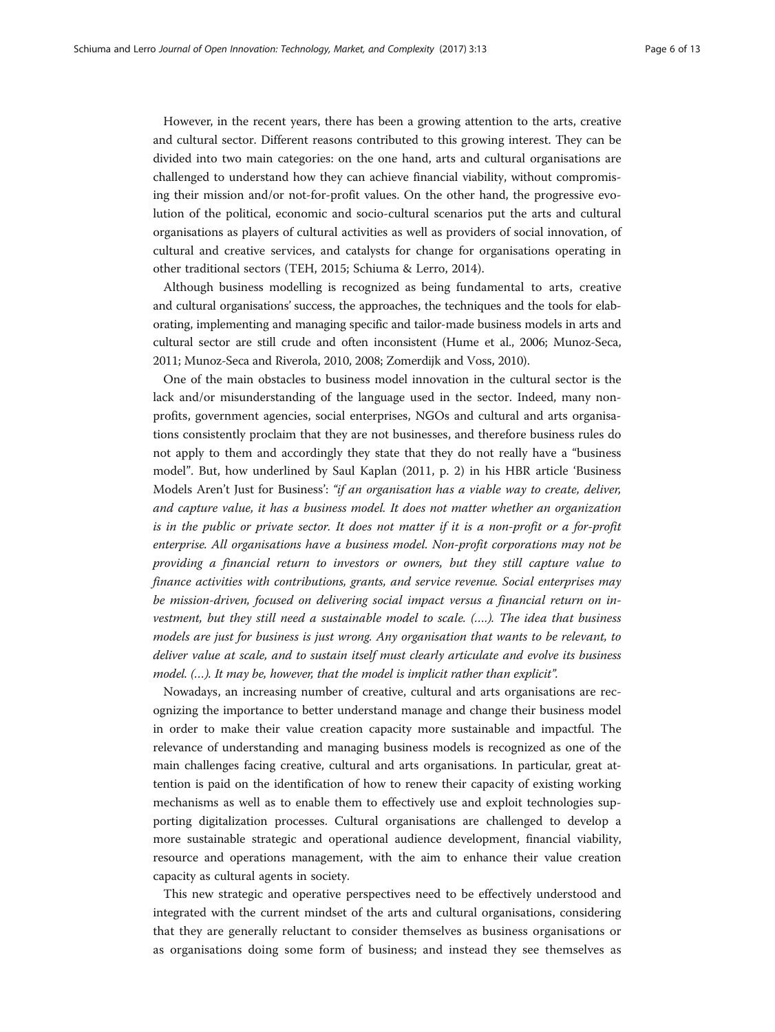However, in the recent years, there has been a growing attention to the arts, creative and cultural sector. Different reasons contributed to this growing interest. They can be divided into two main categories: on the one hand, arts and cultural organisations are challenged to understand how they can achieve financial viability, without compromising their mission and/or not-for-profit values. On the other hand, the progressive evolution of the political, economic and socio-cultural scenarios put the arts and cultural organisations as players of cultural activities as well as providers of social innovation, of cultural and creative services, and catalysts for change for organisations operating in other traditional sectors (TEH, 2015; Schiuma & Lerro, 2014).

Although business modelling is recognized as being fundamental to arts, creative and cultural organisations' success, the approaches, the techniques and the tools for elaborating, implementing and managing specific and tailor-made business models in arts and cultural sector are still crude and often inconsistent (Hume et al., 2006; Munoz-Seca, 2011; Munoz-Seca and Riverola, 2010, 2008; Zomerdijk and Voss, 2010).

One of the main obstacles to business model innovation in the cultural sector is the lack and/or misunderstanding of the language used in the sector. Indeed, many nonprofits, government agencies, social enterprises, NGOs and cultural and arts organisations consistently proclaim that they are not businesses, and therefore business rules do not apply to them and accordingly they state that they do not really have a "business model". But, how underlined by Saul Kaplan (2011, p. 2) in his HBR article 'Business Models Aren't Just for Business': *"if an organisation has a viable way to create, deliver, and capture value, it has a business model. It does not matter whether an organization is in the public or private sector. It does not matter if it is a non-profit or a for-profit enterprise. All organisations have a business model. Non-profit corporations may not be providing a financial return to investors or owners, but they still capture value to finance activities with contributions, grants, and service revenue. Social enterprises may be mission-driven, focused on delivering social impact versus a financial return on investment, but they still need a sustainable model to scale. (….). The idea that business models are just for business is just wrong. Any organisation that wants to be relevant, to deliver value at scale, and to sustain itself must clearly articulate and evolve its business model. (…). It may be, however, that the model is implicit rather than explicit".*

Nowadays, an increasing number of creative, cultural and arts organisations are recognizing the importance to better understand manage and change their business model in order to make their value creation capacity more sustainable and impactful. The relevance of understanding and managing business models is recognized as one of the main challenges facing creative, cultural and arts organisations. In particular, great attention is paid on the identification of how to renew their capacity of existing working mechanisms as well as to enable them to effectively use and exploit technologies supporting digitalization processes. Cultural organisations are challenged to develop a more sustainable strategic and operational audience development, financial viability, resource and operations management, with the aim to enhance their value creation capacity as cultural agents in society.

This new strategic and operative perspectives need to be effectively understood and integrated with the current mindset of the arts and cultural organisations, considering that they are generally reluctant to consider themselves as business organisations or as organisations doing some form of business; and instead they see themselves as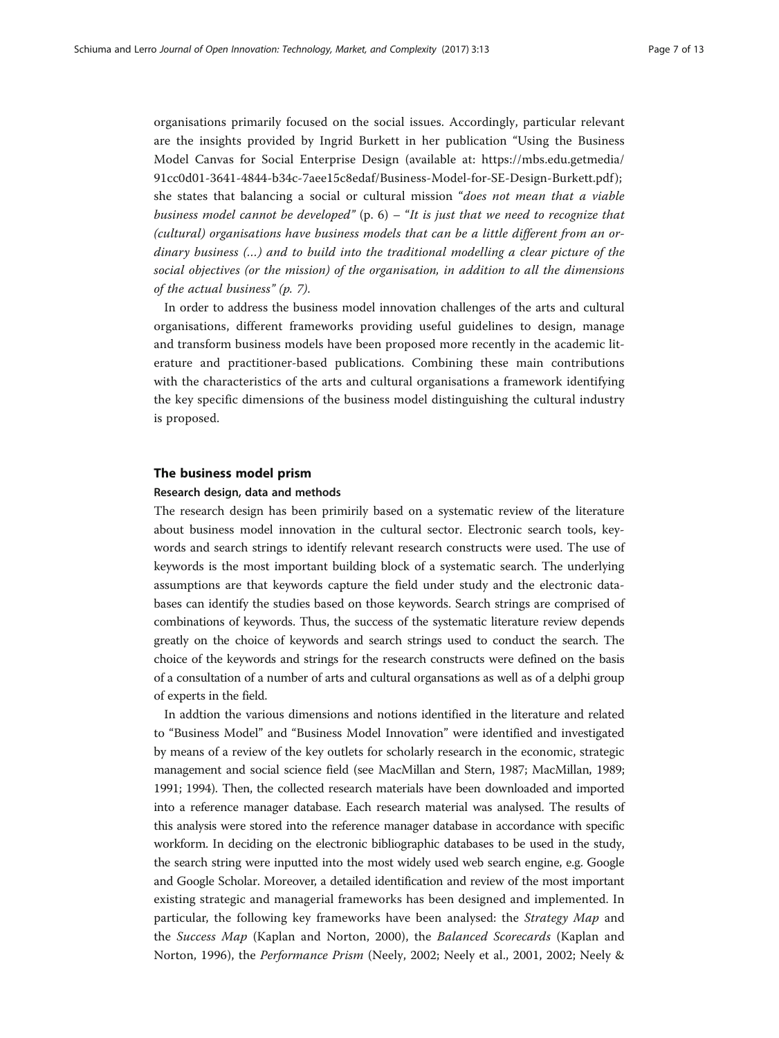organisations primarily focused on the social issues. Accordingly, particular relevant are the insights provided by Ingrid Burkett in her publication "Using the Business Model Canvas for Social Enterprise Design (available at: https://mbs.edu.getmedia/91cc0d01-3641-4844-b34c-7aee15c8edaf/Business-Model-for-SE-Design-Burkett.pdf); she states that balancing a social or cultural mission "*does not mean that a viable business model cannot be developed*" (p. 6) – "*It is just that we need to recognize that (cultural) organisations have business models that can be a little different from an ordinary business (…) and to build into the traditional modelling a clear picture of the social objectives (or the mission) of the organisation, in addition to all the dimensions of the actual business*" *(p. 7)*.

In order to address the business model innovation challenges of the arts and cultural organisations, different frameworks providing useful guidelines to design, manage and transform business models have been proposed more recently in the academic literature and practitioner-based publications. Combining these main contributions with the characteristics of the arts and cultural organisations a framework identifying the key specific dimensions of the business model distinguishing the cultural industry is proposed.

## The business model prism

### Research design, data and methods

The research design has been primirily based on a systematic review of the literature about business model innovation in the cultural sector. Electronic search tools, keywords and search strings to identify relevant research constructs were used. The use of keywords is the most important building block of a systematic search. The underlying assumptions are that keywords capture the field under study and the electronic databases can identify the studies based on those keywords. Search strings are comprised of combinations of keywords. Thus, the success of the systematic literature review depends greatly on the choice of keywords and search strings used to conduct the search. The choice of the keywords and strings for the research constructs were defined on the basis of a consultation of a number of arts and cultural organsations as well as of a delphi group of experts in the field.

In addtion the various dimensions and notions identified in the literature and related to "Business Model" and "Business Model Innovation" were identified and investigated by means of a review of the key outlets for scholarly research in the economic, strategic management and social science field (see MacMillan and Stern, 1987; MacMillan, 1989; 1991; 1994). Then, the collected research materials have been downloaded and imported into a reference manager database. Each research material was analysed. The results of this analysis were stored into the reference manager database in accordance with specific workform. In deciding on the electronic bibliographic databases to be used in the study, the search string were inputted into the most widely used web search engine, e.g. Google and Google Scholar. Moreover, a detailed identification and review of the most important existing strategic and managerial frameworks has been designed and implemented. In particular, the following key frameworks have been analysed: the *Strategy Map* and the *Success Map* (Kaplan and Norton, 2000), the *Balanced Scorecards* (Kaplan and Norton, 1996), the *Performance Prism* (Neely, 2002; Neely et al., 2001, 2002; Neely &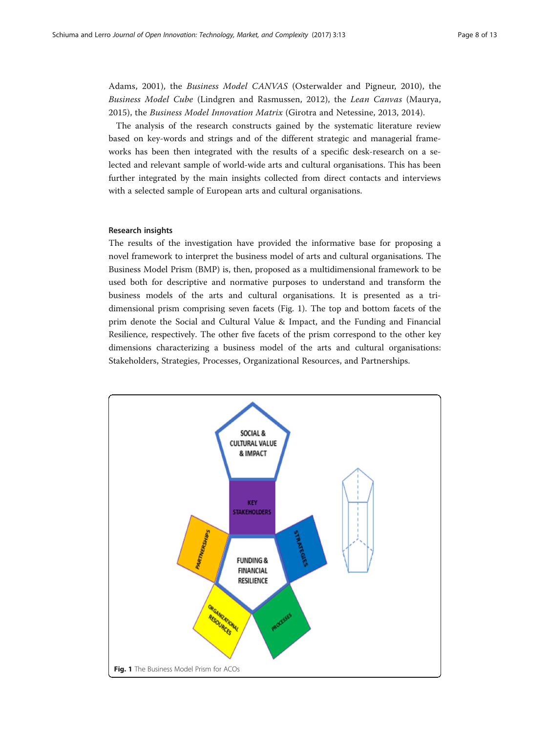Adams, 2001), the *Business Model CANVAS* (Osterwalder and Pigneur, 2010), the *Business Model Cube* (Lindgren and Rasmussen, 2012), the *Lean Canvas* (Maurya, 2015), the *Business Model Innovation Matrix* (Girotra and Netessine, 2013, 2014).

The analysis of the research constructs gained by the systematic literature review based on key-words and strings and of the different strategic and managerial frameworks has been then integrated with the results of a specific desk-research on a selected and relevant sample of world-wide arts and cultural organisations. This has been further integrated by the main insights collected from direct contacts and interviews with a selected sample of European arts and cultural organisations.

### Research insights

The results of the investigation have provided the informative base for proposing a novel framework to interpret the business model of arts and cultural organisations. The Business Model Prism (BMP) is, then, proposed as a multidimensional framework to be used both for descriptive and normative purposes to understand and transform the business models of the arts and cultural organisations. It is presented as a tri-dimensional prism comprising seven facets (Fig. 1). The top and bottom facets of the prim denote the Social and Cultural Value & Impact, and the Funding and Financial Resilience, respectively. The other five facets of the prism correspond to the other key dimensions characterizing a business model of the arts and cultural organisations: Stakeholders, Strategies, Processes, Organizational Resources, and Partnerships.

**Fig. 1** The Business Model Prism for ACOs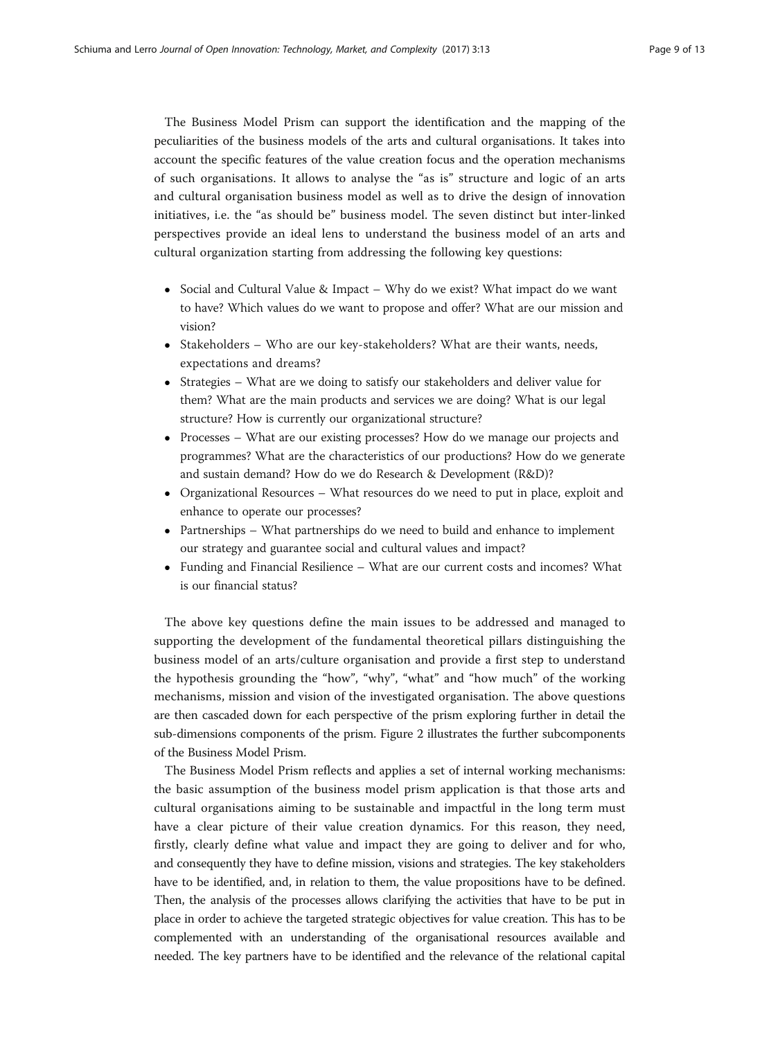The Business Model Prism can support the identification and the mapping of the peculiarities of the business models of the arts and cultural organisations. It takes into account the specific features of the value creation focus and the operation mechanisms of such organisations. It allows to analyse the "as is" structure and logic of an arts and cultural organisation business model as well as to drive the design of innovation initiatives, i.e. the "as should be" business model. The seven distinct but inter-linked perspectives provide an ideal lens to understand the business model of an arts and cultural organization starting from addressing the following key questions:

- Social and Cultural Value & Impact – Why do we exist? What impact do we want to have? Which values do we want to propose and offer? What are our mission and vision?
- Stakeholders – Who are our key-stakeholders? What are their wants, needs, expectations and dreams?
- Strategies – What are we doing to satisfy our stakeholders and deliver value for them? What are the main products and services we are doing? What is our legal structure? How is currently our organizational structure?
- Processes – What are our existing processes? How do we manage our projects and programmes? What are the characteristics of our productions? How do we generate and sustain demand? How do we do Research & Development (R&D)?
- Organizational Resources – What resources do we need to put in place, exploit and enhance to operate our processes?
- Partnerships – What partnerships do we need to build and enhance to implement our strategy and guarantee social and cultural values and impact?
- Funding and Financial Resilience – What are our current costs and incomes? What is our financial status?

The above key questions define the main issues to be addressed and managed to supporting the development of the fundamental theoretical pillars distinguishing the business model of an arts/culture organisation and provide a first step to understand the hypothesis grounding the "how", "why", "what" and "how much" of the working mechanisms, mission and vision of the investigated organisation. The above questions are then cascaded down for each perspective of the prism exploring further in detail the sub-dimensions components of the prism. Figure 2 illustrates the further subcomponents of the Business Model Prism.

The Business Model Prism reflects and applies a set of internal working mechanisms: the basic assumption of the business model prism application is that those arts and cultural organisations aiming to be sustainable and impactful in the long term must have a clear picture of their value creation dynamics. For this reason, they need, firstly, clearly define what value and impact they are going to deliver and for who, and consequently they have to define mission, visions and strategies. The key stakeholders have to be identified, and, in relation to them, the value propositions have to be defined. Then, the analysis of the processes allows clarifying the activities that have to be put in place in order to achieve the targeted strategic objectives for value creation. This has to be complemented with an understanding of the organisational resources available and needed. The key partners have to be identified and the relevance of the relational capital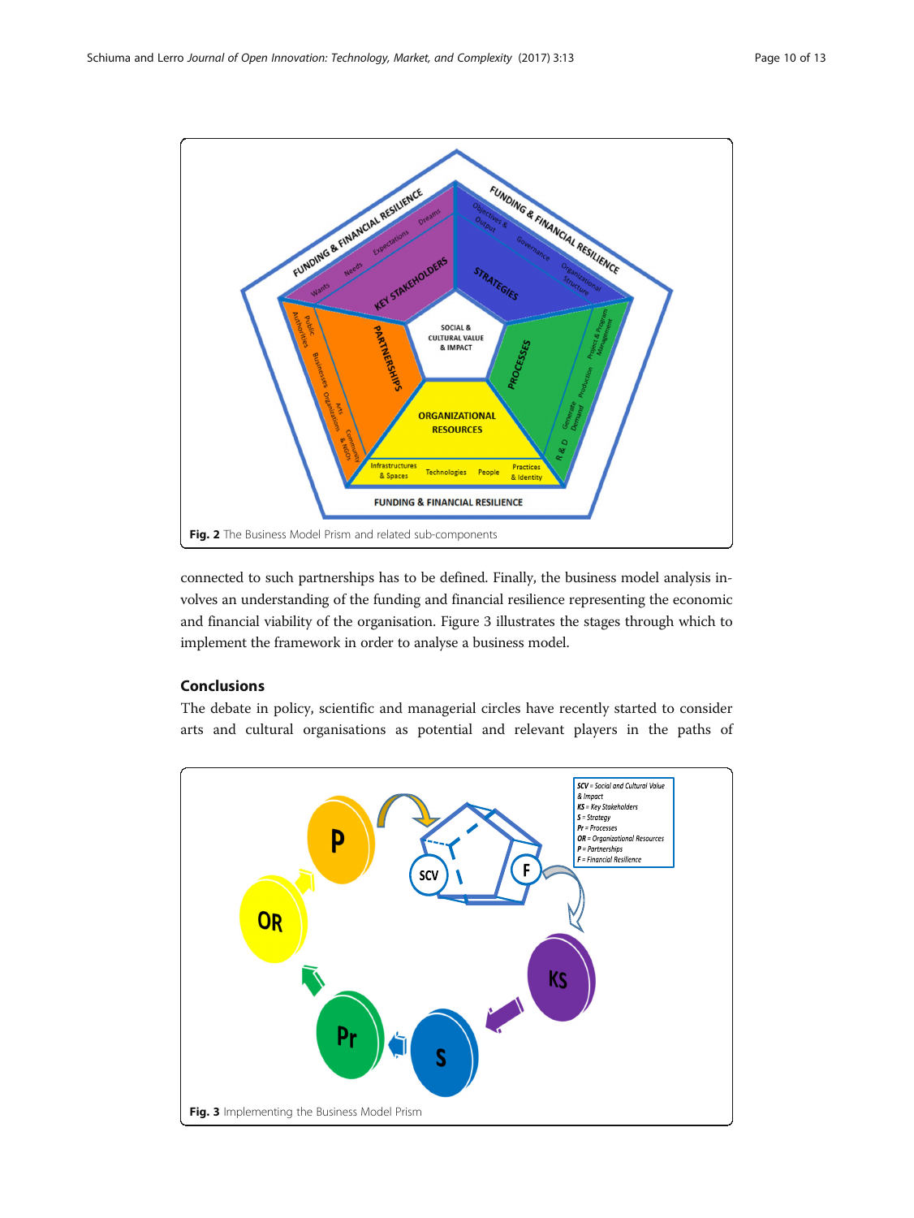Fig. 2 The Business Model Prism and related sub-components

connected to such partnerships has to be defined. Finally, the business model analysis involves an understanding of the funding and financial resilience representing the economic and financial viability of the organisation. Figure 3 illustrates the stages through which to implement the framework in order to analyse a business model.

## Conclusions

The debate in policy, scientific and managerial circles have recently started to consider arts and cultural organisations as potential and relevant players in the paths of

Fig. 3 Implementing the Business Model Prism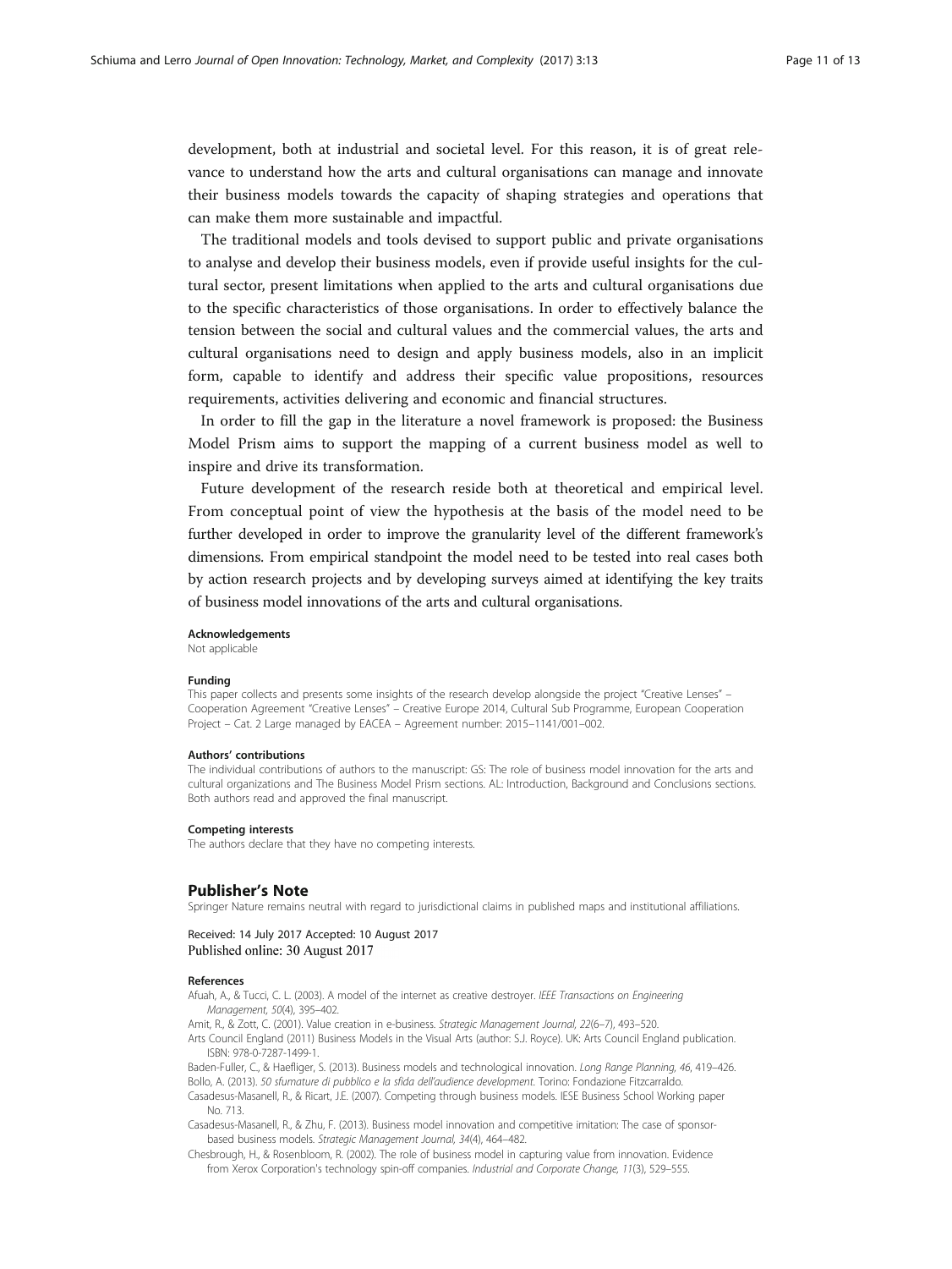development, both at industrial and societal level. For this reason, it is of great relevance to understand how the arts and cultural organisations can manage and innovate their business models towards the capacity of shaping strategies and operations that can make them more sustainable and impactful.

The traditional models and tools devised to support public and private organisations to analyse and develop their business models, even if provide useful insights for the cultural sector, present limitations when applied to the arts and cultural organisations due to the specific characteristics of those organisations. In order to effectively balance the tension between the social and cultural values and the commercial values, the arts and cultural organisations need to design and apply business models, also in an implicit form, capable to identify and address their specific value propositions, resources requirements, activities delivering and economic and financial structures.

In order to fill the gap in the literature a novel framework is proposed: the Business Model Prism aims to support the mapping of a current business model as well to inspire and drive its transformation.

Future development of the research reside both at theoretical and empirical level. From conceptual point of view the hypothesis at the basis of the model need to be further developed in order to improve the granularity level of the different framework's dimensions. From empirical standpoint the model need to be tested into real cases both by action research projects and by developing surveys aimed at identifying the key traits of business model innovations of the arts and cultural organisations.

#### Acknowledgements

Not applicable

#### Funding

This paper collects and presents some insights of the research develop alongside the project "Creative Lenses" – Cooperation Agreement "Creative Lenses" – Creative Europe 2014, Cultural Sub Programme, European Cooperation Project – Cat. 2 Large managed by EACEA – Agreement number: 2015–1141/001–002.

#### Authors' contributions

The individual contributions of authors to the manuscript: GS: The role of business model innovation for the arts and cultural organizations and The Business Model Prism sections. AL: Introduction, Background and Conclusions sections. Both authors read and approved the final manuscript.

#### Competing interests

The authors declare that they have no competing interests.

## Publisher's Note

Springer Nature remains neutral with regard to jurisdictional claims in published maps and institutional affiliations.

Received: 14 July 2017 Accepted: 10 August 2017
Published online: 30 August 2017

#### References

Afuah, A., & Tucci, C. L. (2003). A model of the internet as creative destroyer. *IEEE Transactions on Engineering Management, 50*(4), 395–402.

Amit, R., & Zott, C. (2001). Value creation in e-business. *Strategic Management Journal, 22*(6–7), 493–520.

Arts Council England (2011) Business Models in the Visual Arts (author: S.J. Royce). UK: Arts Council England publication. ISBN: 978-0-7287-1499-1.

Baden-Fuller, C., & Haefliger, S. (2013). Business models and technological innovation. *Long Range Planning, 46*, 419–426.

Bollo, A. (2013). *50 sfumature di pubblico e la sfida dell'audience development*. Torino: Fondazione Fitzcarraldo.

Casadesus-Masanell, R., & Ricart, J.E. (2007). Competing through business models. IESE Business School Working paper No. 713.

Casadesus-Masanell, R., & Zhu, F. (2013). Business model innovation and competitive imitation: The case of sponsor-based business models. *Strategic Management Journal, 34*(4), 464–482.

Chesbrough, H., & Rosenbloom, R. (2002). The role of business model in capturing value from innovation. Evidence from Xerox Corporation's technology spin-off companies. *Industrial and Corporate Change, 11*(3), 529–555.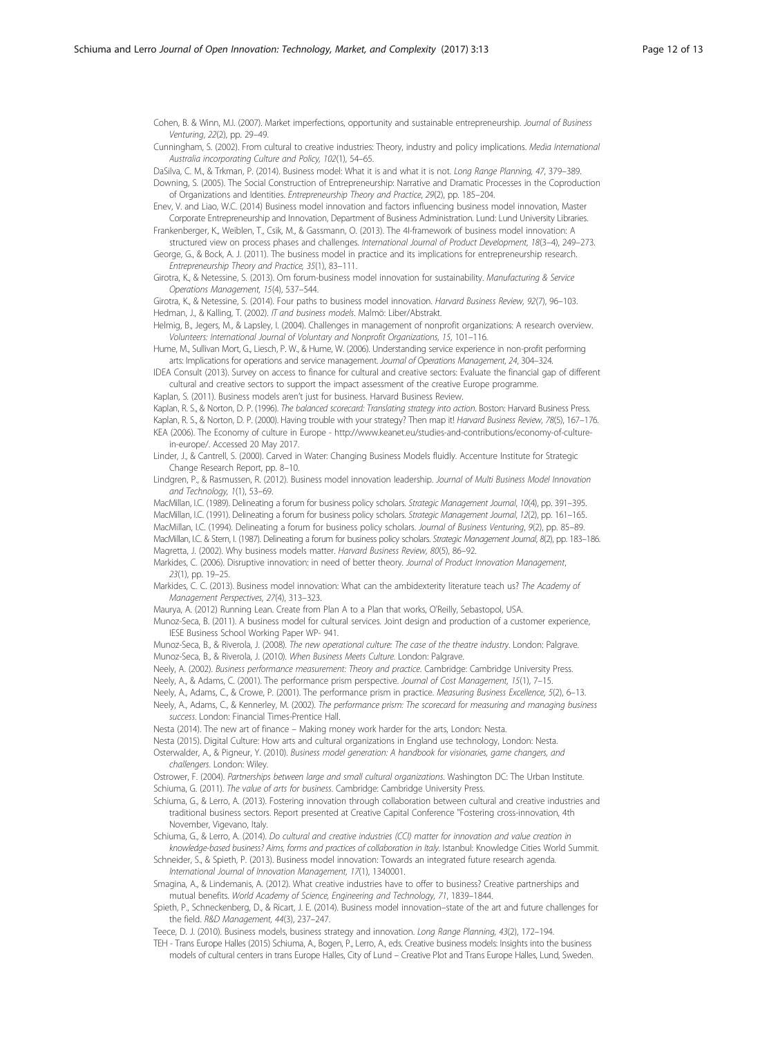Cohen, B. & Winn, M.I. (2007). Market imperfections, opportunity and sustainable entrepreneurship. *Journal of Business Venturing*, *22*(2), pp. 29–49.

Cunningham, S. (2002). From cultural to creative industries: Theory, industry and policy implications. *Media International Australia incorporating Culture and Policy, 102*(1), 54–65.

DaSilva, C. M., & Trkman, P. (2014). Business model: What it is and what it is not. *Long Range Planning, 47*, 379–389.

Downing, S. (2005). The Social Construction of Entrepreneurship: Narrative and Dramatic Processes in the Coproduction of Organizations and Identities. *Entrepreneurship Theory and Practice*, *29*(2), pp. 185–204.

Enev, V. and Liao, W.C. (2014) Business model innovation and factors influencing business model innovation, Master Corporate Entrepreneurship and Innovation, Department of Business Administration. Lund: Lund University Libraries.

Frankenberger, K., Weiblen, T., Csik, M., & Gassmann, O. (2013). The 4I-framework of business model innovation: A structured view on process phases and challenges. *International Journal of Product Development, 18*(3–4), 249–273.

George, G., & Bock, A. J. (2011). The business model in practice and its implications for entrepreneurship research. *Entrepreneurship Theory and Practice, 35*(1), 83–111.

Girotra, K., & Netessine, S. (2013). Om forum-business model innovation for sustainability. *Manufacturing & Service Operations Management, 15*(4), 537–544.

Girotra, K., & Netessine, S. (2014). Four paths to business model innovation. *Harvard Business Review, 92*(7), 96–103.

Hedman, J., & Kalling, T. (2002). *IT and business models*. Malmö: Liber/Abstrakt.

Helmig, B., Jegers, M., & Lapsley, I. (2004). Challenges in management of nonprofit organizations: A research overview. *Volunteers: International Journal of Voluntary and Nonprofit Organizations, 15*, 101–116.

Hume, M., Sullivan Mort, G., Liesch, P. W., & Hume, W. (2006). Understanding service experience in non-profit performing arts: Implications for operations and service management. *Journal of Operations Management, 24*, 304–324.

IDEA Consult (2013). Survey on access to finance for cultural and creative sectors: Evaluate the financial gap of different cultural and creative sectors to support the impact assessment of the creative Europe programme.

Kaplan, S. (2011). Business models aren't just for business. Harvard Business Review.

Kaplan, R. S., & Norton, D. P. (1996). *The balanced scorecard: Translating strategy into action*. Boston: Harvard Business Press.

Kaplan, R. S., & Norton, D. P. (2000). Having trouble with your strategy? Then map it! *Harvard Business Review, 78*(5), 167–176.

KEA (2006). The Economy of culture in Europe - http://www.keanet.eu/studies-and-contributions/economy-of-culture-in-europe/. Accessed 20 May 2017.

Linder, J., & Cantrell, S. (2000). Carved in Water: Changing Business Models fluidly. Accenture Institute for Strategic Change Research Report, pp. 8–10.

Lindgren, P., & Rasmussen, R. (2012). Business model innovation leadership. *Journal of Multi Business Model Innovation and Technology, 1*(1), 53–69.

MacMillan, I.C. (1989). Delineating a forum for business policy scholars. *Strategic Management Journal*, *10*(4), pp. 391–395.

MacMillan, I.C. (1991). Delineating a forum for business policy scholars. *Strategic Management Journal*, *12*(2), pp. 161–165.

MacMillan, I.C. (1994). Delineating a forum for business policy scholars. *Journal of Business Venturing*, *9*(2), pp. 85–89.

MacMillan, I.C. & Stern, I. (1987). Delineating a forum for business policy scholars. *Strategic Management Journal*, *8*(2), pp. 183–186.

Magretta, J. (2002). Why business models matter. *Harvard Business Review, 80*(5), 86–92.

Markides, C. (2006). Disruptive innovation: in need of better theory. *Journal of Product Innovation Management*, *23*(1), pp. 19–25.

Markides, C. C. (2013). Business model innovation: What can the ambidexterity literature teach us? *The Academy of Management Perspectives, 27*(4), 313–323.

Maurya, A. (2012) Running Lean. Create from Plan A to a Plan that works, O'Reilly, Sebastopol, USA.

Munoz-Seca, B. (2011). A business model for cultural services. Joint design and production of a customer experience, IESE Business School Working Paper WP- 941.

Munoz-Seca, B., & Riverola, J. (2008). *The new operational culture: The case of the theatre industry*. London: Palgrave.

Munoz-Seca, B., & Riverola, J. (2010). *When Business Meets Culture*. London: Palgrave.

Neely, A. (2002). *Business performance measurement: Theory and practice*. Cambridge: Cambridge University Press.

Neely, A., & Adams, C. (2001). The performance prism perspective. *Journal of Cost Management, 15*(1), 7–15.

Neely, A., Adams, C., & Crowe, P. (2001). The performance prism in practice. *Measuring Business Excellence, 5*(2), 6–13.

Neely, A., Adams, C., & Kennerley, M. (2002). *The performance prism: The scorecard for measuring and managing business success*. London: Financial Times-Prentice Hall.

Nesta (2014). The new art of finance – Making money work harder for the arts, London: Nesta.

Nesta (2015). Digital Culture: How arts and cultural organizations in England use technology, London: Nesta.

Osterwalder, A., & Pigneur, Y. (2010). *Business model generation: A handbook for visionaries, game changers, and challengers*. London: Wiley.

Ostrower, F. (2004). *Partnerships between large and small cultural organizations*. Washington DC: The Urban Institute.

Schiuma, G. (2011). *The value of arts for business*. Cambridge: Cambridge University Press.

Schiuma, G., & Lerro, A. (2013). Fostering innovation through collaboration between cultural and creative industries and traditional business sectors. Report presented at Creative Capital Conference "Fostering cross-innovation, 4th November, Vigevano, Italy.

Schiuma, G., & Lerro, A. (2014). *Do cultural and creative industries (CCI) matter for innovation and value creation in knowledge-based business? Aims, forms and practices of collaboration in Italy*. Istanbul: Knowledge Cities World Summit.

Schneider, S., & Spieth, P. (2013). Business model innovation: Towards an integrated future research agenda. *International Journal of Innovation Management, 17*(1), 1340001.

Smagina, A., & Lindemanis, A. (2012). What creative industries have to offer to business? Creative partnerships and mutual benefits. *World Academy of Science, Engineering and Technology, 71*, 1839–1844.

Spieth, P., Schneckenberg, D., & Ricart, J. E. (2014). Business model innovation–state of the art and future challenges for the field. *R&D Management, 44*(3), 237–247.

Teece, D. J. (2010). Business models, business strategy and innovation. *Long Range Planning, 43*(2), 172–194.

TEH - Trans Europe Halles (2015) Schiuma, A., Bogen, P., Lerro, A., eds. Creative business models: Insights into the business models of cultural centers in trans Europe Halles, City of Lund – Creative Plot and Trans Europe Halles, Lund, Sweden.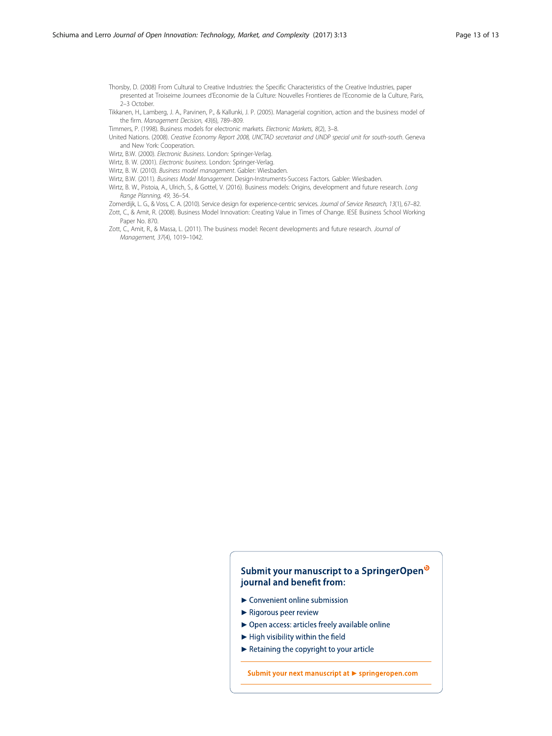Thorsby, D. (2008) From Cultural to Creative Industries: the Specific Characteristics of the Creative Industries, paper presented at Troiseime Journees d'Economie de la Culture: Nouvelles Frontieres de l'Economie de la Culture, Paris, 2–3 October.

Tikkanen, H., Lamberg, J. A., Parvinen, P., & Kallunki, J. P. (2005). Managerial cognition, action and the business model of the firm. *Management Decision, 43*(6), 789–809.

Timmers, P. (1998). Business models for electronic markets. *Electronic Markets, 8*(2), 3–8.

United Nations. (2008). *Creative Economy Report 2008, UNCTAD secretariat and UNDP special unit for south-south*. Geneva and New York: Cooperation.

Wirtz, B.W. (2000). *Electronic Business*. London: Springer-Verlag.

Wirtz, B. W. (2001). *Electronic business*. London: Springer-Verlag.

Wirtz, B. W. (2010). *Business model management*. Gabler: Wiesbaden.

Wirtz, B.W. (2011). *Business Model Management*. Design-Instruments-Success Factors. Gabler: Wiesbaden.

Wirtz, B. W., Pistoia, A., Ulrich, S., & Gottel, V. (2016). Business models: Origins, development and future research. *Long Range Planning, 49*, 36–54.

Zomerdijk, L. G., & Voss, C. A. (2010). Service design for experience-centric services. *Journal of Service Research, 13*(1), 67–82.

Zott, C., & Amit, R. (2008). Business Model Innovation: Creating Value in Times of Change. IESE Business School Working Paper No. 870.

Zott, C., Amit, R., & Massa, L. (2011). The business model: Recent developments and future research. *Journal of Management, 37*(4), 1019–1042.

**Submit your manuscript to a SpringerOpen journal and benefit from:**

- ► Convenient online submission
- ► Rigorous peer review
- ► Open access: articles freely available online
- ► High visibility within the field
- ► Retaining the copyright to your article

**Submit your next manuscript at ► springeropen.com**